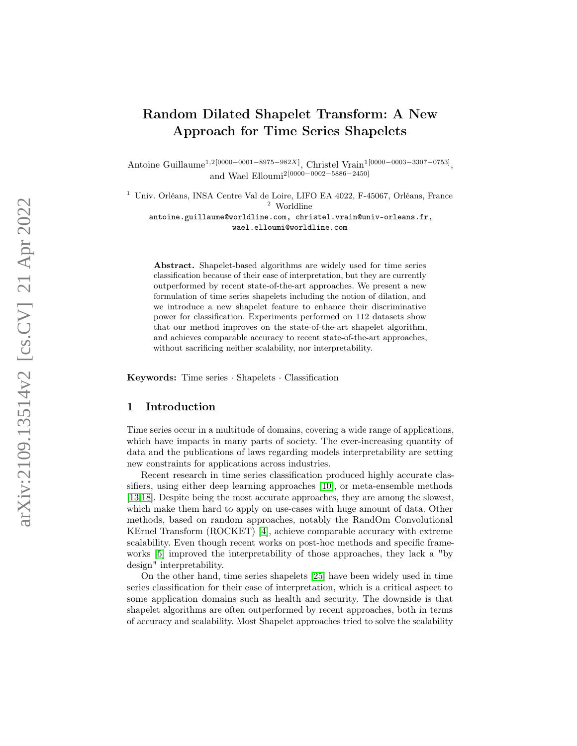# Random Dilated Shapelet Transform: A New Approach for Time Series Shapelets

Antoine Guillaume[1,2[0000−0001−8975−982X]], Christel Vrain[1[0000−0003−3307−0753]], and Wael Elloumi[2[0000−0002−5886−2450]]

[1] Univ. Orléans, INSA Centre Val de Loire, LIFO EA 4022, F-45067, Orléans, France
[2] Worldline
antoine.guillaume@worldline.com, christel.vrain@univ-orleans.fr, wael.elloumi@worldline.com

**Abstract.** Shapelet-based algorithms are widely used for time series classification because of their ease of interpretation, but they are currently outperformed by recent state-of-the-art approaches. We present a new formulation of time series shapelets including the notion of dilation, and we introduce a new shapelet feature to enhance their discriminative power for classification. Experiments performed on 112 datasets show that our method improves on the state-of-the-art shapelet algorithm, and achieves comparable accuracy to recent state-of-the-art approaches, without sacrificing neither scalability, nor interpretability.

**Keywords:** Time series · Shapelets · Classification

## 1 Introduction

Time series occur in a multitude of domains, covering a wide range of applications, which have impacts in many parts of society. The ever-increasing quantity of data and the publications of laws regarding models interpretability are setting new constraints for applications across industries.

Recent research in time series classification produced highly accurate classifiers, using either deep learning approaches [10], or meta-ensemble methods [13,18]. Despite being the most accurate approaches, they are among the slowest, which make them hard to apply on use-cases with huge amount of data. Other methods, based on random approaches, notably the RandOm Convolutional KErnel Transform (ROCKET) [4], achieve comparable accuracy with extreme scalability. Even though recent works on post-hoc methods and specific frameworks [5] improved the interpretability of those approaches, they lack a "by design" interpretability.

On the other hand, time series shapelets [25] have been widely used in time series classification for their ease of interpretation, which is a critical aspect to some application domains such as health and security. The downside is that shapelet algorithms are often outperformed by recent approaches, both in terms of accuracy and scalability. Most Shapelet approaches tried to solve the scalability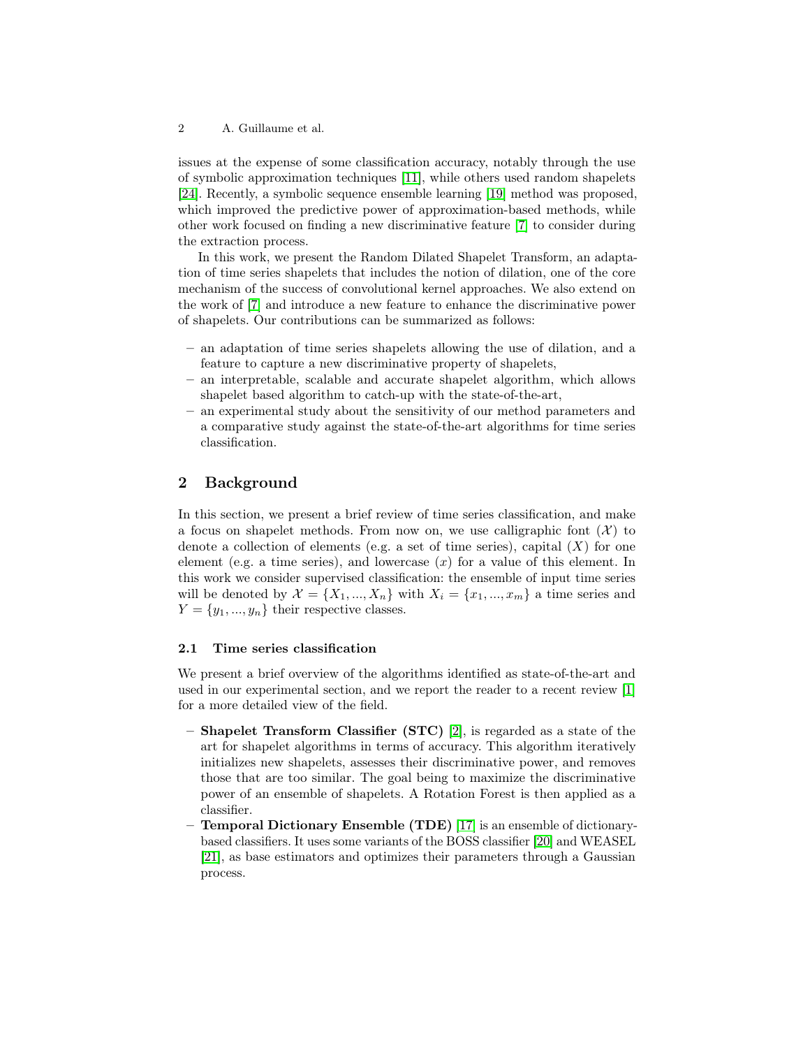issues at the expense of some classification accuracy, notably through the use of symbolic approximation techniques [11], while others used random shapelets [24]. Recently, a symbolic sequence ensemble learning [19] method was proposed, which improved the predictive power of approximation-based methods, while other work focused on finding a new discriminative feature [7] to consider during the extraction process.

In this work, we present the Random Dilated Shapelet Transform, an adaptation of time series shapelets that includes the notion of dilation, one of the core mechanism of the success of convolutional kernel approaches. We also extend on the work of [7] and introduce a new feature to enhance the discriminative power of shapelets. Our contributions can be summarized as follows:

- an adaptation of time series shapelets allowing the use of dilation, and a feature to capture a new discriminative property of shapelets,
- an interpretable, scalable and accurate shapelet algorithm, which allows shapelet based algorithm to catch-up with the state-of-the-art,
- an experimental study about the sensitivity of our method parameters and a comparative study against the state-of-the-art algorithms for time series classification.

## 2 Background

In this section, we present a brief review of time series classification, and make a focus on shapelet methods. From now on, we use calligraphic font ($\mathcal{X}$) to denote a collection of elements (e.g. a set of time series), capital ($X$) for one element (e.g. a time series), and lowercase ($x$) for a value of this element. In this work we consider supervised classification: the ensemble of input time series will be denoted by $\mathcal{X} = \{X_1, ..., X_n\}$ with $X_i = \{x_1, ..., x_m\}$ a time series and $Y = \{y_1, ..., y_n\}$ their respective classes.

### 2.1 Time series classification

We present a brief overview of the algorithms identified as state-of-the-art and used in our experimental section, and we report the reader to a recent review [1] for a more detailed view of the field.

- **Shapelet Transform Classifier (STC)** [2], is regarded as a state of the art for shapelet algorithms in terms of accuracy. This algorithm iteratively initializes new shapelets, assesses their discriminative power, and removes those that are too similar. The goal being to maximize the discriminative power of an ensemble of shapelets. A Rotation Forest is then applied as a classifier.
- **Temporal Dictionary Ensemble (TDE)** [17] is an ensemble of dictionary-based classifiers. It uses some variants of the BOSS classifier [20] and WEASEL [21], as base estimators and optimizes their parameters through a Gaussian process.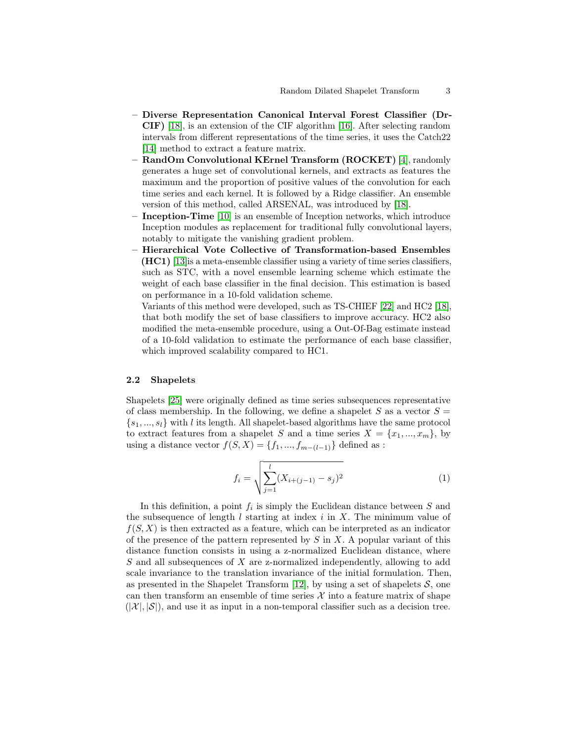- **Diverse Representation Canonical Interval Forest Classifier (DrCIF)** [18], is an extension of the CIF algorithm [16]. After selecting random intervals from different representations of the time series, it uses the Catch22 [14] method to extract a feature matrix.
- **RandOm Convolutional KErnel Transform (ROCKET)** [4], randomly generates a huge set of convolutional kernels, and extracts as features the maximum and the proportion of positive values of the convolution for each time series and each kernel. It is followed by a Ridge classifier. An ensemble version of this method, called ARSENAL, was introduced by [18].
- **Inception-Time** [10] is an ensemble of Inception networks, which introduce Inception modules as replacement for traditional fully convolutional layers, notably to mitigate the vanishing gradient problem.
- **Hierarchical Vote Collective of Transformation-based Ensembles (HC1)** [13]is a meta-ensemble classifier using a variety of time series classifiers, such as STC, with a novel ensemble learning scheme which estimate the weight of each base classifier in the final decision. This estimation is based on performance in a 10-fold validation scheme.
  Variants of this method were developed, such as TS-CHIEF [22] and HC2 [18], that both modify the set of base classifiers to improve accuracy. HC2 also modified the meta-ensemble procedure, using a Out-Of-Bag estimate instead of a 10-fold validation to estimate the performance of each base classifier, which improved scalability compared to HC1.

### 2.2 Shapelets

Shapelets [25] were originally defined as time series subsequences representative of class membership. In the following, we define a shapelet $S$ as a vector $S = \{s_1, ..., s_l\}$ with $l$ its length. All shapelet-based algorithms have the same protocol to extract features from a shapelet $S$ and a time series $X = \{x_1, ..., x_m\}$, by using a distance vector $f(S, X) = \{f_1, ..., f_{m-(l-1)}\}$ defined as :

$$f_i = \sqrt{\sum_{j=1}^{l}(X_{i+(j-1)} - s_j)^2} \tag{1}$$

In this definition, a point $f_i$ is simply the Euclidean distance between $S$ and the subsequence of length $l$ starting at index $i$ in $X$. The minimum value of $f(S, X)$ is then extracted as a feature, which can be interpreted as an indicator of the presence of the pattern represented by $S$ in $X$. A popular variant of this distance function consists in using a z-normalized Euclidean distance, where $S$ and all subsequences of $X$ are z-normalized independently, allowing to add scale invariance to the translation invariance of the initial formulation. Then, as presented in the Shapelet Transform [12], by using a set of shapelets $\mathcal{S}$, one can then transform an ensemble of time series $\mathcal{X}$ into a feature matrix of shape $(|\mathcal{X}|, |\mathcal{S}|)$, and use it as input in a non-temporal classifier such as a decision tree.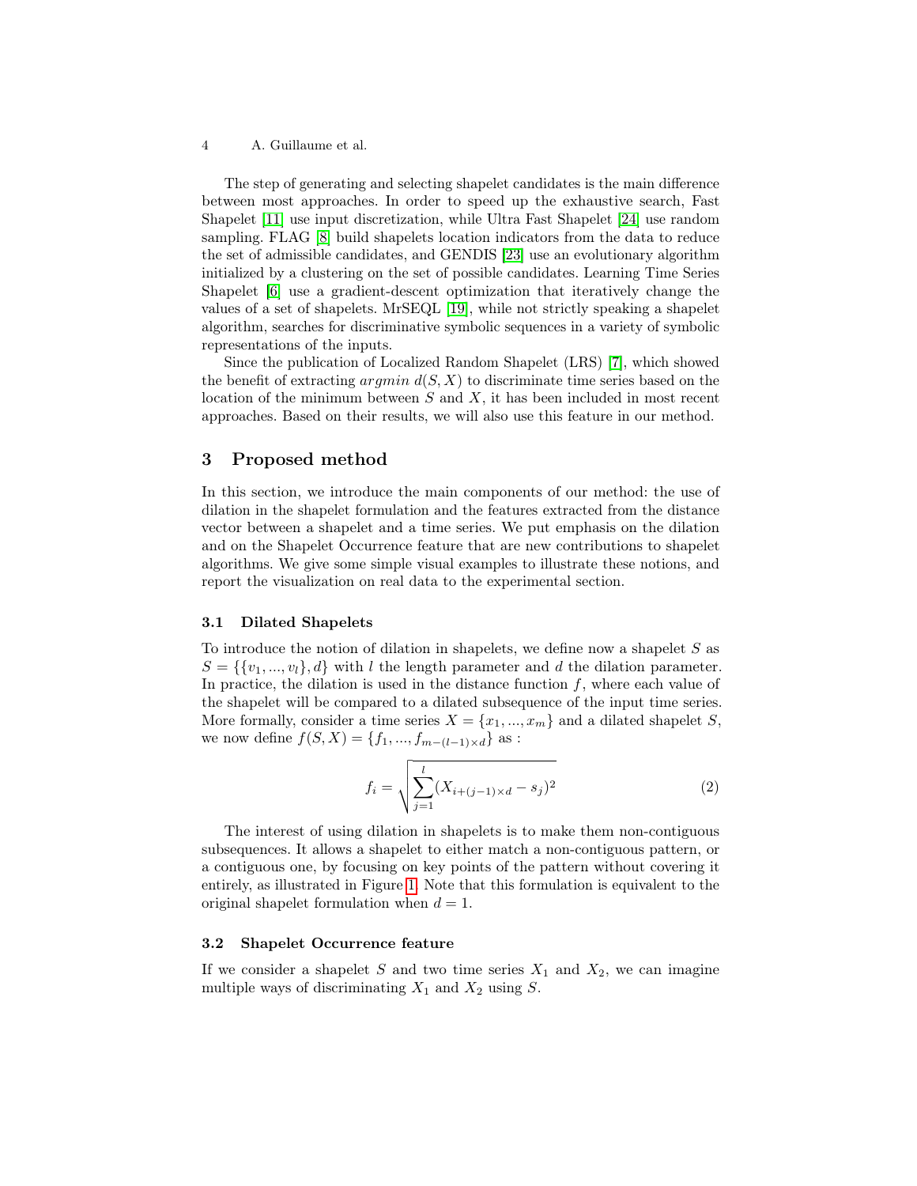The step of generating and selecting shapelet candidates is the main difference between most approaches. In order to speed up the exhaustive search, Fast Shapelet [11] use input discretization, while Ultra Fast Shapelet [24] use random sampling. FLAG [8] build shapelets location indicators from the data to reduce the set of admissible candidates, and GENDIS [23] use an evolutionary algorithm initialized by a clustering on the set of possible candidates. Learning Time Series Shapelet [6] use a gradient-descent optimization that iteratively change the values of a set of shapelets. MrSEQL [19], while not strictly speaking a shapelet algorithm, searches for discriminative symbolic sequences in a variety of symbolic representations of the inputs.

Since the publication of Localized Random Shapelet (LRS) [7], which showed the benefit of extracting $argmin\ d(S, X)$ to discriminate time series based on the location of the minimum between $S$ and $X$, it has been included in most recent approaches. Based on their results, we will also use this feature in our method.

## 3 Proposed method

In this section, we introduce the main components of our method: the use of dilation in the shapelet formulation and the features extracted from the distance vector between a shapelet and a time series. We put emphasis on the dilation and on the Shapelet Occurrence feature that are new contributions to shapelet algorithms. We give some simple visual examples to illustrate these notions, and report the visualization on real data to the experimental section.

### 3.1 Dilated Shapelets

To introduce the notion of dilation in shapelets, we define now a shapelet $S$ as $S = \{\{v_1, ..., v_l\}, d\}$ with $l$ the length parameter and $d$ the dilation parameter. In practice, the dilation is used in the distance function $f$, where each value of the shapelet will be compared to a dilated subsequence of the input time series. More formally, consider a time series $X = \{x_1, ..., x_m\}$ and a dilated shapelet $S$, we now define $f(S, X) = \{f_1, ..., f_{m-(l-1)\times d}\}$ as :

$$f_i = \sqrt{\sum_{j=1}^{l} (X_{i+(j-1)\times d} - s_j)^2} \tag{2}$$

The interest of using dilation in shapelets is to make them non-contiguous subsequences. It allows a shapelet to either match a non-contiguous pattern, or a contiguous one, by focusing on key points of the pattern without covering it entirely, as illustrated in Figure 1. Note that this formulation is equivalent to the original shapelet formulation when $d = 1$.

### 3.2 Shapelet Occurrence feature

If we consider a shapelet $S$ and two time series $X_1$ and $X_2$, we can imagine multiple ways of discriminating $X_1$ and $X_2$ using $S$.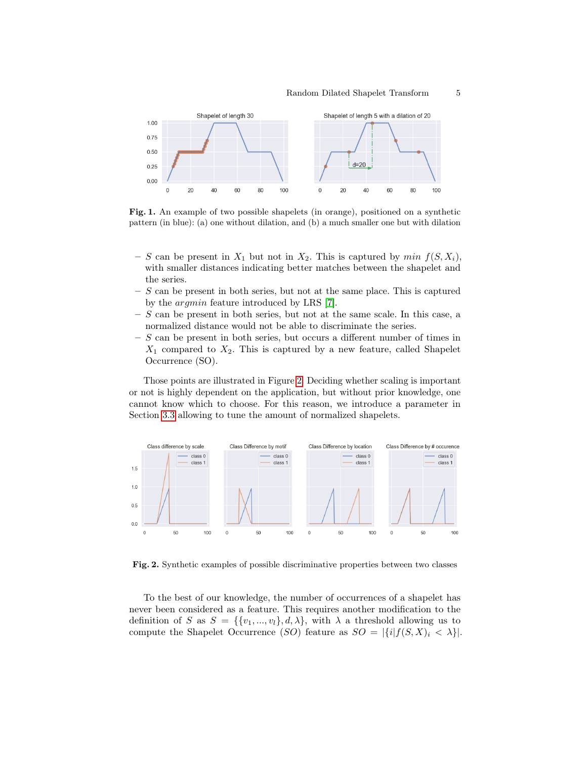Shapelet of length 30

1.00
0.75
0.50
0.25
0.00

0 20 40 60 80 100

Shapelet of length 5 with a dilation of 20

d=20

0 20 40 60 80 100

**Fig. 1.** An example of two possible shapelets (in orange), positioned on a synthetic pattern (in blue): (a) one without dilation, and (b) a much smaller one but with dilation

- $S$ can be present in $X_1$ but not in $X_2$. This is captured by $min\ f(S, X_i)$, with smaller distances indicating better matches between the shapelet and the series.
- $S$ can be present in both series, but not at the same place. This is captured by the *argmin* feature introduced by LRS [7].
- $S$ can be present in both series, but not at the same scale. In this case, a normalized distance would not be able to discriminate the series.
- $S$ can be present in both series, but occurs a different number of times in $X_1$ compared to $X_2$. This is captured by a new feature, called Shapelet Occurrence (SO).

Those points are illustrated in Figure 2. Deciding whether scaling is important or not is highly dependent on the application, but without prior knowledge, one cannot know which to choose. For this reason, we introduce a parameter in Section 3.3 allowing to tune the amount of normalized shapelets.

Class difference by scale

Class Difference by motif

Class Difference by location

Class Difference by # occurence

class 0
class 1

1.5
1.0
0.5
0.0

0 50 100

**Fig. 2.** Synthetic examples of possible discriminative properties between two classes

To the best of our knowledge, the number of occurrences of a shapelet has never been considered as a feature. This requires another modification to the definition of $S$ as $S = \{\{v_1, ..., v_l\}, d, \lambda\}$, with $\lambda$ a threshold allowing us to compute the Shapelet Occurrence ($SO$) feature as $SO = |\{i|f(S, X)_i < \lambda\}|$.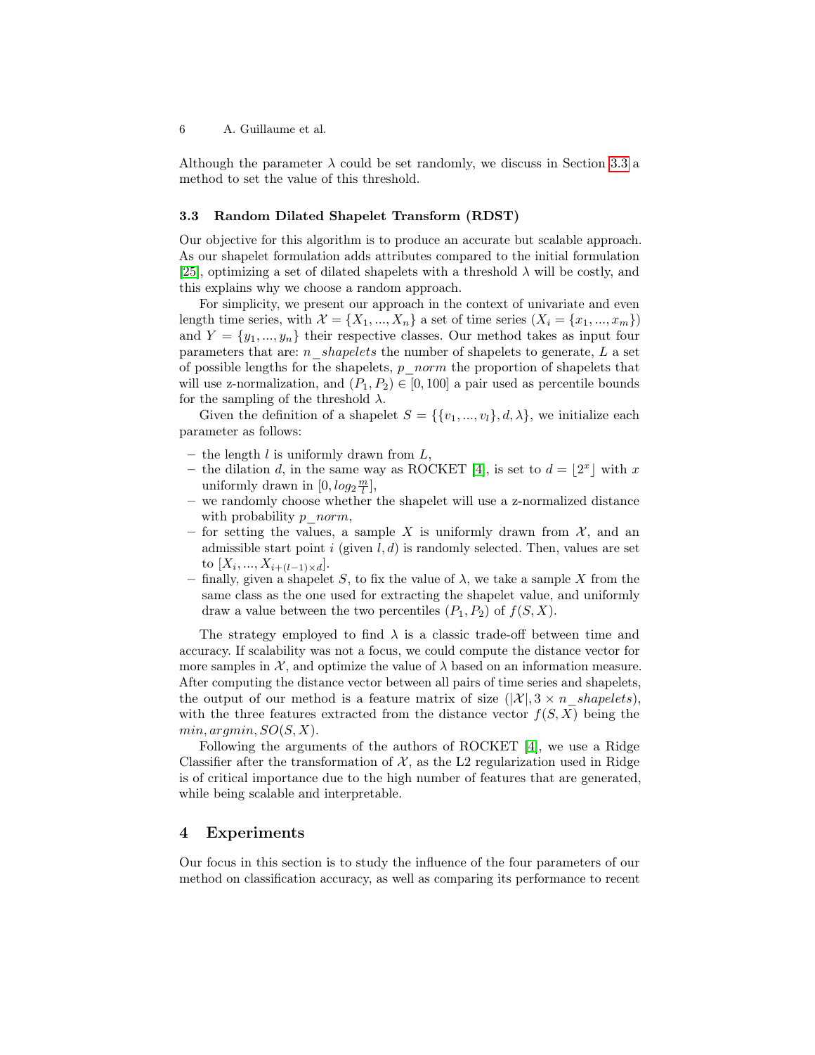Although the parameter $\lambda$ could be set randomly, we discuss in Section 3.3 a method to set the value of this threshold.

### 3.3 Random Dilated Shapelet Transform (RDST)

Our objective for this algorithm is to produce an accurate but scalable approach. As our shapelet formulation adds attributes compared to the initial formulation [25], optimizing a set of dilated shapelets with a threshold $\lambda$ will be costly, and this explains why we choose a random approach.

For simplicity, we present our approach in the context of univariate and even length time series, with $\mathcal{X} = \{X_1, ..., X_n\}$ a set of time series ($X_i = \{x_1, ..., x_m\}$) and $Y = \{y_1, ..., y_n\}$ their respective classes. Our method takes as input four parameters that are: $n\_shapelets$ the number of shapelets to generate, $L$ a set of possible lengths for the shapelets, $p\_norm$ the proportion of shapelets that will use z-normalization, and $(P_1, P_2) \in [0, 100]$ a pair used as percentile bounds for the sampling of the threshold $\lambda$.

Given the definition of a shapelet $S = \{\{v_1, ..., v_l\}, d, \lambda\}$, we initialize each parameter as follows:

- the length $l$ is uniformly drawn from $L$,
- the dilation $d$, in the same way as ROCKET [4], is set to $d = \lfloor 2^x \rfloor$ with $x$ uniformly drawn in $[0, log_2 \frac{m}{l}]$,
- we randomly choose whether the shapelet will use a z-normalized distance with probability $p\_norm$,
- for setting the values, a sample $X$ is uniformly drawn from $\mathcal{X}$, and an admissible start point $i$ (given $l, d$) is randomly selected. Then, values are set to $[X_i, ..., X_{i+(l-1)\times d}]$.
- finally, given a shapelet $S$, to fix the value of $\lambda$, we take a sample $X$ from the same class as the one used for extracting the shapelet value, and uniformly draw a value between the two percentiles $(P_1, P_2)$ of $f(S, X)$.

The strategy employed to find $\lambda$ is a classic trade-off between time and accuracy. If scalability was not a focus, we could compute the distance vector for more samples in $\mathcal{X}$, and optimize the value of $\lambda$ based on an information measure. After computing the distance vector between all pairs of time series and shapelets, the output of our method is a feature matrix of size $(|\mathcal{X}|, 3 \times n\_shapelets)$, with the three features extracted from the distance vector $f(S, X)$ being the $min, argmin, SO(S, X)$.

Following the arguments of the authors of ROCKET [4], we use a Ridge Classifier after the transformation of $\mathcal{X}$, as the L2 regularization used in Ridge is of critical importance due to the high number of features that are generated, while being scalable and interpretable.

## 4 Experiments

Our focus in this section is to study the influence of the four parameters of our method on classification accuracy, as well as comparing its performance to recent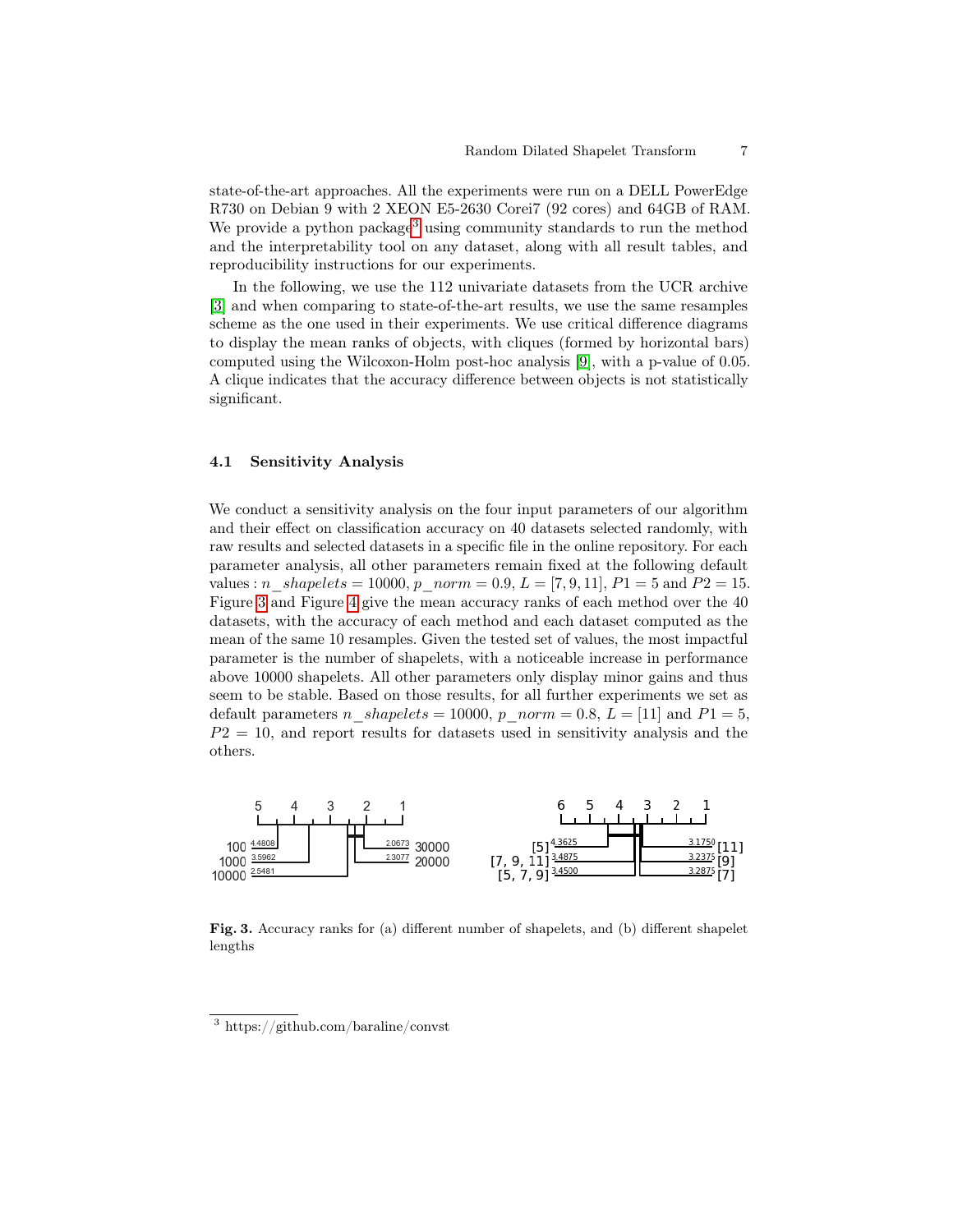state-of-the-art approaches. All the experiments were run on a DELL PowerEdge R730 on Debian 9 with 2 XEON E5-2630 Corei7 (92 cores) and 64GB of RAM. We provide a python package[3] using community standards to run the method and the interpretability tool on any dataset, along with all result tables, and reproducibility instructions for our experiments.

In the following, we use the 112 univariate datasets from the UCR archive [3] and when comparing to state-of-the-art results, we use the same resamples scheme as the one used in their experiments. We use critical difference diagrams to display the mean ranks of objects, with cliques (formed by horizontal bars) computed using the Wilcoxon-Holm post-hoc analysis [9], with a p-value of 0.05. A clique indicates that the accuracy difference between objects is not statistically significant.

### 4.1 Sensitivity Analysis

We conduct a sensitivity analysis on the four input parameters of our algorithm and their effect on classification accuracy on 40 datasets selected randomly, with raw results and selected datasets in a specific file in the online repository. For each parameter analysis, all other parameters remain fixed at the following default values : $n\_shapelets = 10000$, $p\_norm = 0.9$, $L = [7, 9, 11]$, $P1 = 5$ and $P2 = 15$. Figure 3 and Figure 4 give the mean accuracy ranks of each method over the 40 datasets, with the accuracy of each method and each dataset computed as the mean of the same 10 resamples. Given the tested set of values, the most impactful parameter is the number of shapelets, with a noticeable increase in performance above 10000 shapelets. All other parameters only display minor gains and thus seem to be stable. Based on those results, for all further experiments we set as default parameters $n\_shapelets = 10000$, $p\_norm = 0.8$, $L = [11]$ and $P1 = 5$, $P2 = 10$, and report results for datasets used in sensitivity analysis and the others.

5 4 3 2 1
100 4.4808
1000 3.5962
10000 2.5481
2.0673 30000
2.3077 20000

6 5 4 3 2 1
[5] 4.3625
[7, 9, 11] 3.4875
[5, 7, 9] 3.4500
3.1750 [11]
3.2375 [9]
3.2875 [7]

**Fig. 3.** Accuracy ranks for (a) different number of shapelets, and (b) different shapelet lengths

---
[3] https://github.com/baraline/convst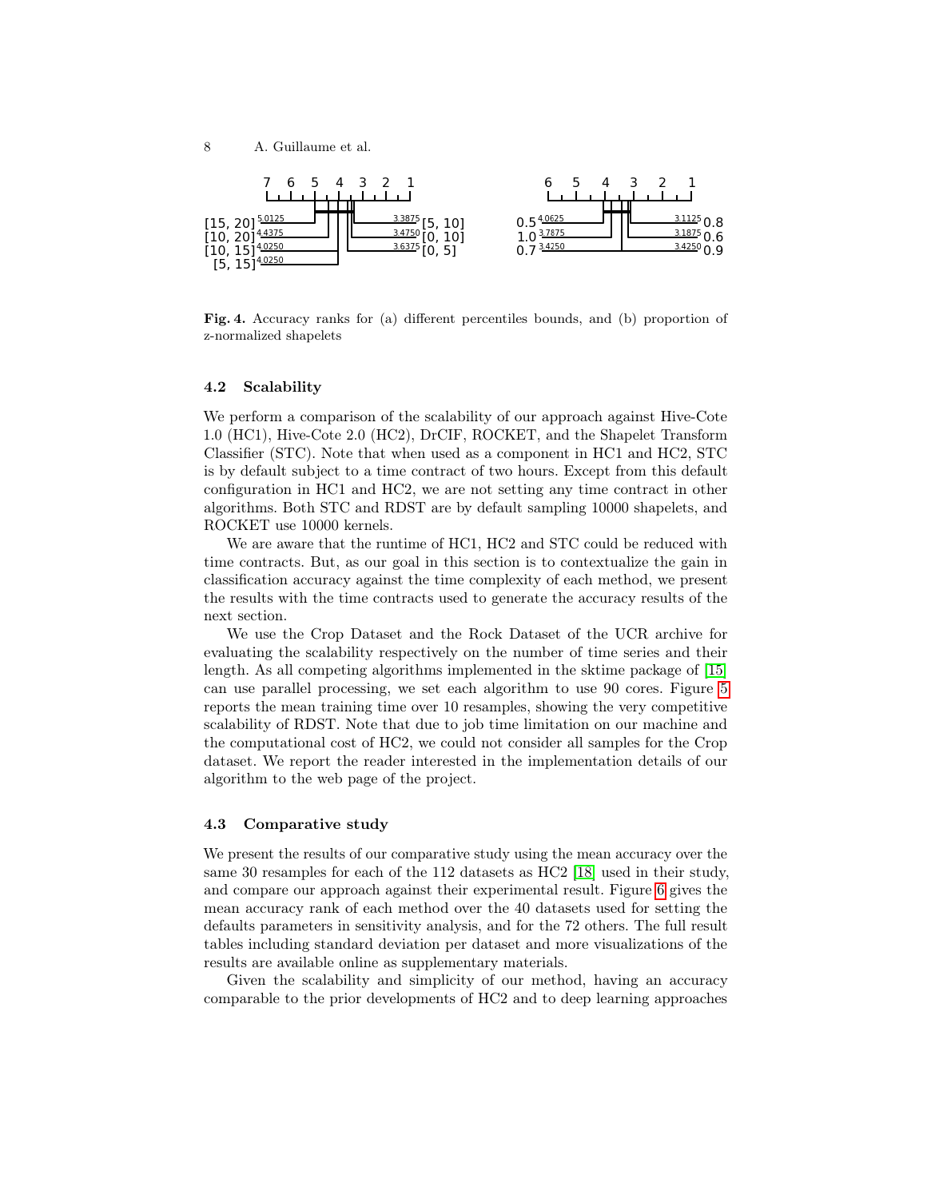7 6 5 4 3 2 1

[15, 20] 5.0125
[10, 20] 4.4375
[10, 15] 4.0250
[5, 15] 4.0250

3.3875 [5, 10]
3.4750 [0, 10]
3.6375 [0, 5]

6 5 4 3 2 1

0.5 4.0625
1.0 3.7875
0.7 3.4250

3.1125 0.8
3.1875 0.6
3.4250 0.9

**Fig. 4.** Accuracy ranks for (a) different percentiles bounds, and (b) proportion of z-normalized shapelets

### 4.2 Scalability

We perform a comparison of the scalability of our approach against Hive-Cote 1.0 (HC1), Hive-Cote 2.0 (HC2), DrCIF, ROCKET, and the Shapelet Transform Classifier (STC). Note that when used as a component in HC1 and HC2, STC is by default subject to a time contract of two hours. Except from this default configuration in HC1 and HC2, we are not setting any time contract in other algorithms. Both STC and RDST are by default sampling 10000 shapelets, and ROCKET use 10000 kernels.

We are aware that the runtime of HC1, HC2 and STC could be reduced with time contracts. But, as our goal in this section is to contextualize the gain in classification accuracy against the time complexity of each method, we present the results with the time contracts used to generate the accuracy results of the next section.

We use the Crop Dataset and the Rock Dataset of the UCR archive for evaluating the scalability respectively on the number of time series and their length. As all competing algorithms implemented in the sktime package of [15] can use parallel processing, we set each algorithm to use 90 cores. Figure 5 reports the mean training time over 10 resamples, showing the very competitive scalability of RDST. Note that due to job time limitation on our machine and the computational cost of HC2, we could not consider all samples for the Crop dataset. We report the reader interested in the implementation details of our algorithm to the web page of the project.

### 4.3 Comparative study

We present the results of our comparative study using the mean accuracy over the same 30 resamples for each of the 112 datasets as HC2 [18] used in their study, and compare our approach against their experimental result. Figure 6 gives the mean accuracy rank of each method over the 40 datasets used for setting the defaults parameters in sensitivity analysis, and for the 72 others. The full result tables including standard deviation per dataset and more visualizations of the results are available online as supplementary materials.

Given the scalability and simplicity of our method, having an accuracy comparable to the prior developments of HC2 and to deep learning approaches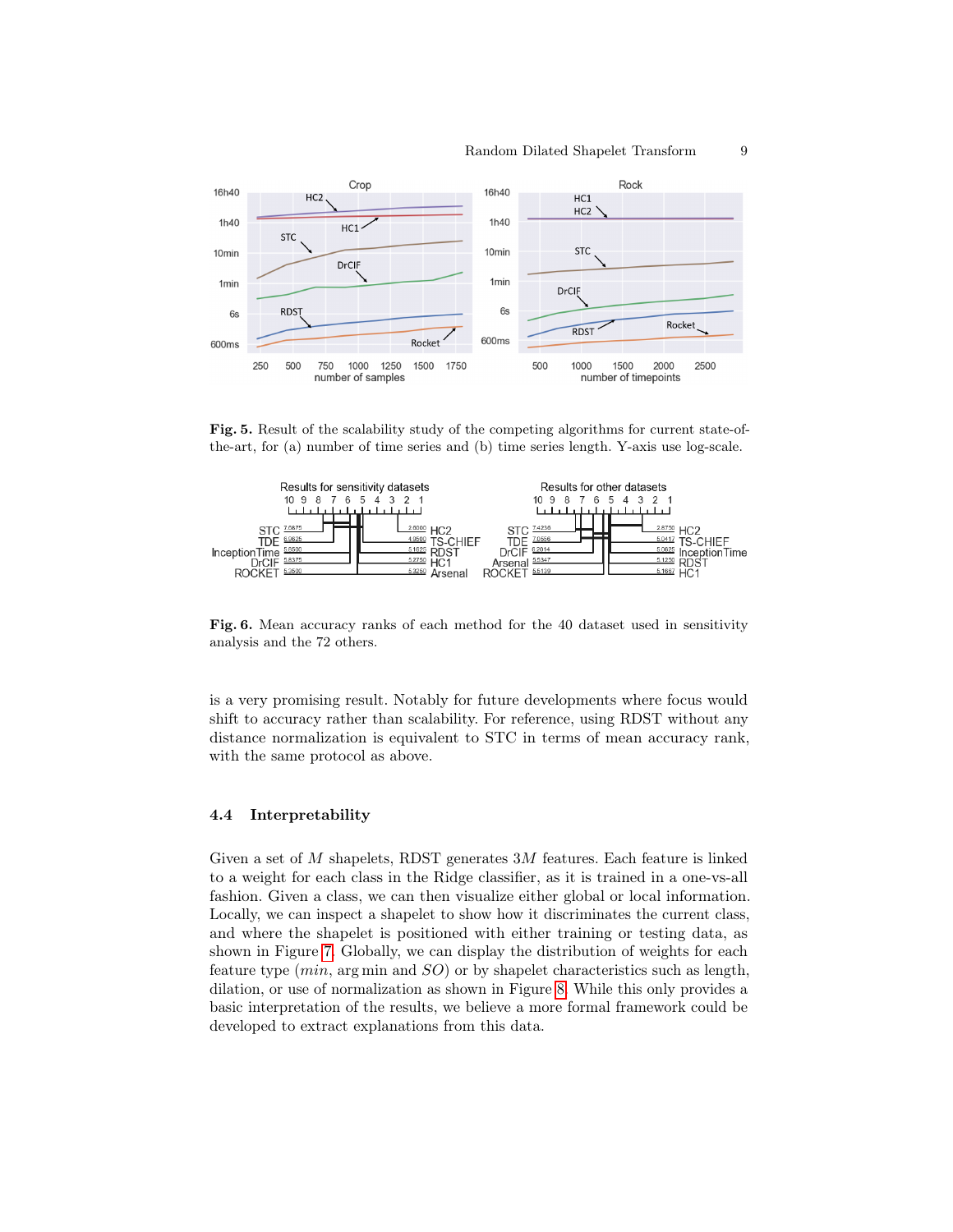Crop

16h40
1h40
10min
1min
6s
600ms

HC2
HC1
STC
DrCIF
RDST
Rocket

250 500 750 1000 1250 1500 1750

number of samples

Rock

16h40
1h40
10min
1min
6s
600ms

HC1
HC2
STC
DrCIF
RDST
Rocket

500 1000 1500 2000 2500

number of timepoints

**Fig. 5.** Result of the scalability study of the competing algorithms for current state-of-the-art, for (a) number of time series and (b) time series length. Y-axis use log-scale.

Results for sensitivity datasets

10 9 8 7 6 5 4 3 2 1

STC 7.0875
TDE 6.0625
InceptionTime 5.6500
DrCIF 5.8375
ROCKET 5.3500
HC2 2.6000
TS-CHIEF 4.9500
RDST 5.1625
HC1 5.2750
Arsenal 5.3250

Results for other datasets

10 9 8 7 6 5 4 3 2 1

STC 7.4236
TDE 7.0556
DrCIF 6.2014
Arsenal 5.5347
ROCKET 5.5139
HC2 2.8750
TS-CHIEF 5.0417
InceptionTime 5.0625
RDST 5.1250
HC1 5.1667

**Fig. 6.** Mean accuracy ranks of each method for the 40 dataset used in sensitivity analysis and the 72 others.

is a very promising result. Notably for future developments where focus would shift to accuracy rather than scalability. For reference, using RDST without any distance normalization is equivalent to STC in terms of mean accuracy rank, with the same protocol as above.

### 4.4 Interpretability

Given a set of $M$ shapelets, RDST generates $3M$ features. Each feature is linked to a weight for each class in the Ridge classifier, as it is trained in a one-vs-all fashion. Given a class, we can then visualize either global or local information. Locally, we can inspect a shapelet to show how it discriminates the current class, and where the shapelet is positioned with either training or testing data, as shown in Figure 7. Globally, we can display the distribution of weights for each feature type ($min$, $\arg\min$ and $SO$) or by shapelet characteristics such as length, dilation, or use of normalization as shown in Figure 8. While this only provides a basic interpretation of the results, we believe a more formal framework could be developed to extract explanations from this data.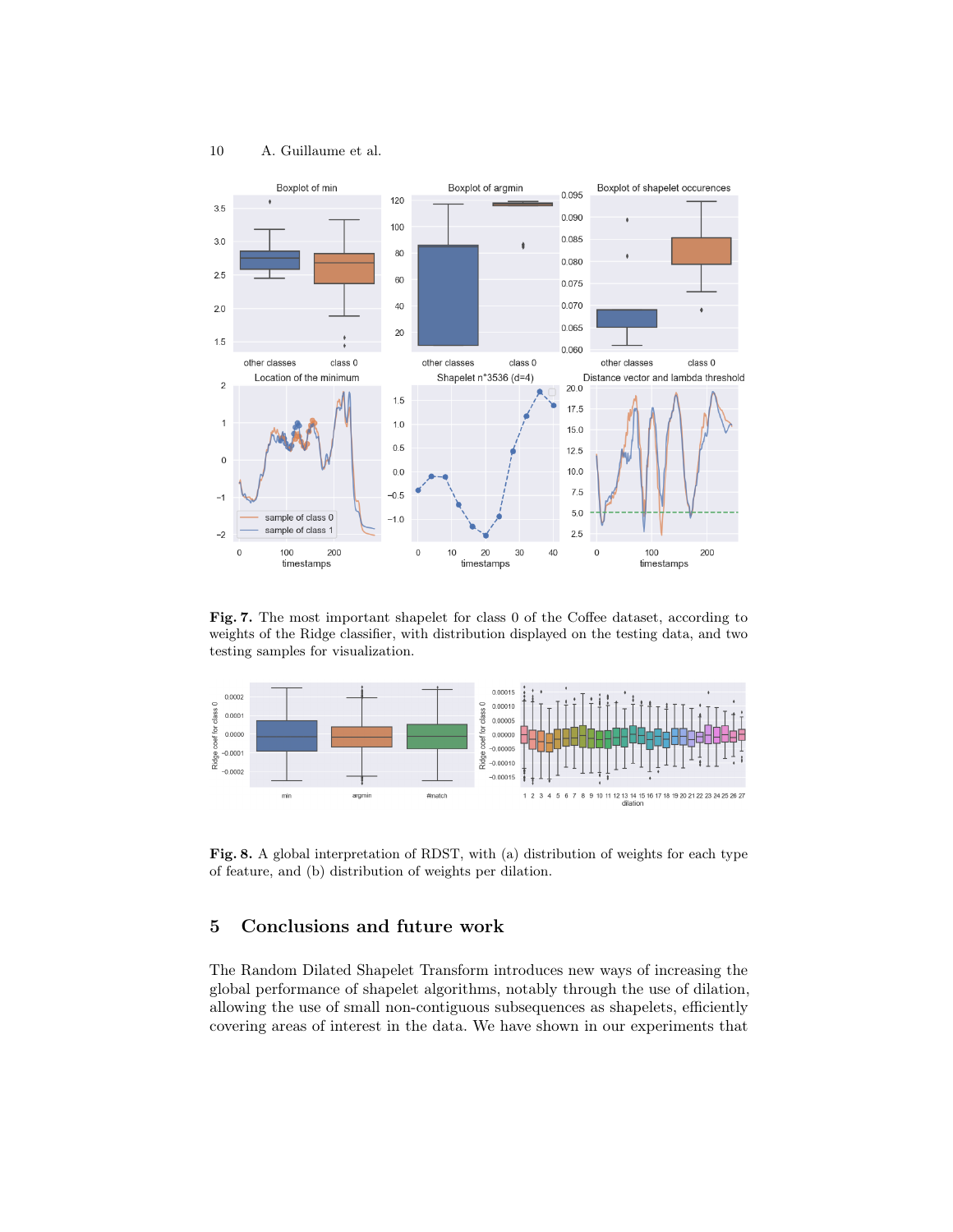Boxplot of min

3.5
3.0
2.5
2.0
1.5

other classes
class 0

Boxplot of argmin

120
100
80
60
40
20

other classes
class 0

Boxplot of shapelet occurences

0.095
0.090
0.085
0.080
0.075
0.070
0.065
0.060

other classes
class 0

Location of the minimum

2
1
0
−1
−2

0
100
200
timestamps

sample of class 0
sample of class 1

Shapelet n°3536 (d=4)

1.5
1.0
0.5
0.0
−0.5
−1.0

0
10
20
30
40
timestamps

Distance vector and lambda threshold

20.0
17.5
15.0
12.5
10.0
7.5
5.0
2.5

0
100
200
timestamps

**Fig. 7.** The most important shapelet for class 0 of the Coffee dataset, according to weights of the Ridge classifier, with distribution displayed on the testing data, and two testing samples for visualization.

Ridge coef for class 0

0.0002
0.0001
0.0000
−0.0001
−0.0002

min
argmin
#match

Ridge coef for class 0

0.00015
0.00010
0.00005
0.00000
−0.00005
−0.00010
−0.00015

1 2 3 4 5 6 7 8 9 10 11 12 13 14 15 16 17 18 19 20 21 22 23 24 25 26 27
dilation

**Fig. 8.** A global interpretation of RDST, with (a) distribution of weights for each type of feature, and (b) distribution of weights per dilation.

## 5 Conclusions and future work

The Random Dilated Shapelet Transform introduces new ways of increasing the global performance of shapelet algorithms, notably through the use of dilation, allowing the use of small non-contiguous subsequences as shapelets, efficiently covering areas of interest in the data. We have shown in our experiments that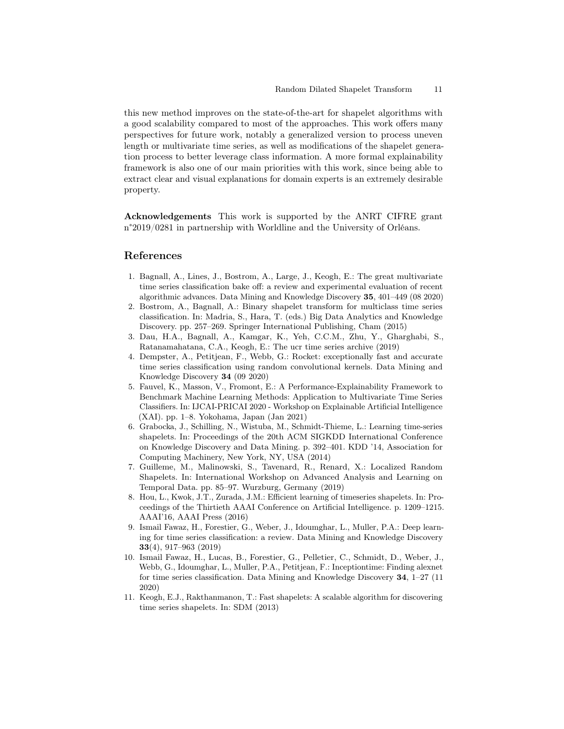this new method improves on the state-of-the-art for shapelet algorithms with a good scalability compared to most of the approaches. This work offers many perspectives for future work, notably a generalized version to process uneven length or multivariate time series, as well as modifications of the shapelet generation process to better leverage class information. A more formal explainability framework is also one of our main priorities with this work, since being able to extract clear and visual explanations for domain experts is an extremely desirable property.

**Acknowledgements** This work is supported by the ANRT CIFRE grant n°2019/0281 in partnership with Worldline and the University of Orléans.

## References

1. Bagnall, A., Lines, J., Bostrom, A., Large, J., Keogh, E.: The great multivariate time series classification bake off: a review and experimental evaluation of recent algorithmic advances. Data Mining and Knowledge Discovery **35**, 401–449 (08 2020)
2. Bostrom, A., Bagnall, A.: Binary shapelet transform for multiclass time series classification. In: Madria, S., Hara, T. (eds.) Big Data Analytics and Knowledge Discovery. pp. 257–269. Springer International Publishing, Cham (2015)
3. Dau, H.A., Bagnall, A., Kamgar, K., Yeh, C.C.M., Zhu, Y., Gharghabi, S., Ratanamahatana, C.A., Keogh, E.: The ucr time series archive (2019)
4. Dempster, A., Petitjean, F., Webb, G.: Rocket: exceptionally fast and accurate time series classification using random convolutional kernels. Data Mining and Knowledge Discovery **34** (09 2020)
5. Fauvel, K., Masson, V., Fromont, E.: A Performance-Explainability Framework to Benchmark Machine Learning Methods: Application to Multivariate Time Series Classifiers. In: IJCAI-PRICAI 2020 - Workshop on Explainable Artificial Intelligence (XAI). pp. 1–8. Yokohama, Japan (Jan 2021)
6. Grabocka, J., Schilling, N., Wistuba, M., Schmidt-Thieme, L.: Learning time-series shapelets. In: Proceedings of the 20th ACM SIGKDD International Conference on Knowledge Discovery and Data Mining. p. 392–401. KDD '14, Association for Computing Machinery, New York, NY, USA (2014)
7. Guilleme, M., Malinowski, S., Tavenard, R., Renard, X.: Localized Random Shapelets. In: International Workshop on Advanced Analysis and Learning on Temporal Data. pp. 85–97. Wurzburg, Germany (2019)
8. Hou, L., Kwok, J.T., Zurada, J.M.: Efficient learning of timeseries shapelets. In: Proceedings of the Thirtieth AAAI Conference on Artificial Intelligence. p. 1209–1215. AAAI'16, AAAI Press (2016)
9. Ismail Fawaz, H., Forestier, G., Weber, J., Idoumghar, L., Muller, P.A.: Deep learning for time series classification: a review. Data Mining and Knowledge Discovery **33**(4), 917–963 (2019)
10. Ismail Fawaz, H., Lucas, B., Forestier, G., Pelletier, C., Schmidt, D., Weber, J., Webb, G., Idoumghar, L., Muller, P.A., Petitjean, F.: Inceptiontime: Finding alexnet for time series classification. Data Mining and Knowledge Discovery **34**, 1–27 (11 2020)
11. Keogh, E.J., Rakthanmanon, T.: Fast shapelets: A scalable algorithm for discovering time series shapelets. In: SDM (2013)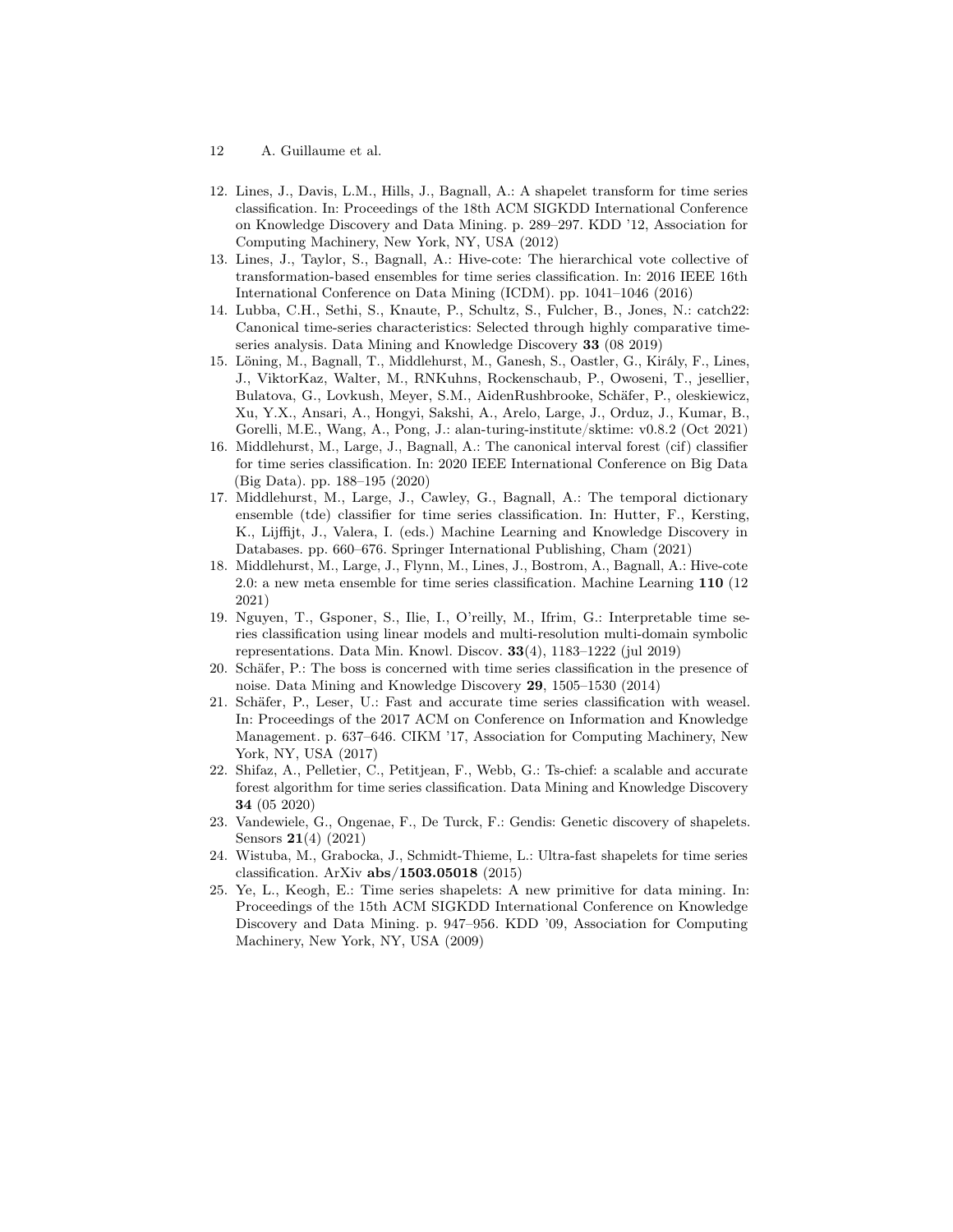12. Lines, J., Davis, L.M., Hills, J., Bagnall, A.: A shapelet transform for time series classification. In: Proceedings of the 18th ACM SIGKDD International Conference on Knowledge Discovery and Data Mining. p. 289–297. KDD '12, Association for Computing Machinery, New York, NY, USA (2012)
13. Lines, J., Taylor, S., Bagnall, A.: Hive-cote: The hierarchical vote collective of transformation-based ensembles for time series classification. In: 2016 IEEE 16th International Conference on Data Mining (ICDM). pp. 1041–1046 (2016)
14. Lubba, C.H., Sethi, S., Knaute, P., Schultz, S., Fulcher, B., Jones, N.: catch22: Canonical time-series characteristics: Selected through highly comparative time-series analysis. Data Mining and Knowledge Discovery **33** (08 2019)
15. Löning, M., Bagnall, T., Middlehurst, M., Ganesh, S., Oastler, G., Király, F., Lines, J., ViktorKaz, Walter, M., RNKuhns, Rockenschaub, P., Owoseni, T., jesellier, Bulatova, G., Lovkush, Meyer, S.M., AidenRushbrooke, Schäfer, P., oleskiewicz, Xu, Y.X., Ansari, A., Hongyi, Sakshi, A., Arelo, Large, J., Orduz, J., Kumar, B., Gorelli, M.E., Wang, A., Pong, J.: alan-turing-institute/sktime: v0.8.2 (Oct 2021)
16. Middlehurst, M., Large, J., Bagnall, A.: The canonical interval forest (cif) classifier for time series classification. In: 2020 IEEE International Conference on Big Data (Big Data). pp. 188–195 (2020)
17. Middlehurst, M., Large, J., Cawley, G., Bagnall, A.: The temporal dictionary ensemble (tde) classifier for time series classification. In: Hutter, F., Kersting, K., Lijffijt, J., Valera, I. (eds.) Machine Learning and Knowledge Discovery in Databases. pp. 660–676. Springer International Publishing, Cham (2021)
18. Middlehurst, M., Large, J., Flynn, M., Lines, J., Bostrom, A., Bagnall, A.: Hive-cote 2.0: a new meta ensemble for time series classification. Machine Learning **110** (12 2021)
19. Nguyen, T., Gsponer, S., Ilie, I., O'reilly, M., Ifrim, G.: Interpretable time series classification using linear models and multi-resolution multi-domain symbolic representations. Data Min. Knowl. Discov. **33**(4), 1183–1222 (jul 2019)
20. Schäfer, P.: The boss is concerned with time series classification in the presence of noise. Data Mining and Knowledge Discovery **29**, 1505–1530 (2014)
21. Schäfer, P., Leser, U.: Fast and accurate time series classification with weasel. In: Proceedings of the 2017 ACM on Conference on Information and Knowledge Management. p. 637–646. CIKM '17, Association for Computing Machinery, New York, NY, USA (2017)
22. Shifaz, A., Pelletier, C., Petitjean, F., Webb, G.: Ts-chief: a scalable and accurate forest algorithm for time series classification. Data Mining and Knowledge Discovery **34** (05 2020)
23. Vandewiele, G., Ongenae, F., De Turck, F.: Gendis: Genetic discovery of shapelets. Sensors **21**(4) (2021)
24. Wistuba, M., Grabocka, J., Schmidt-Thieme, L.: Ultra-fast shapelets for time series classification. ArXiv **abs/1503.05018** (2015)
25. Ye, L., Keogh, E.: Time series shapelets: A new primitive for data mining. In: Proceedings of the 15th ACM SIGKDD International Conference on Knowledge Discovery and Data Mining. p. 947–956. KDD '09, Association for Computing Machinery, New York, NY, USA (2009)